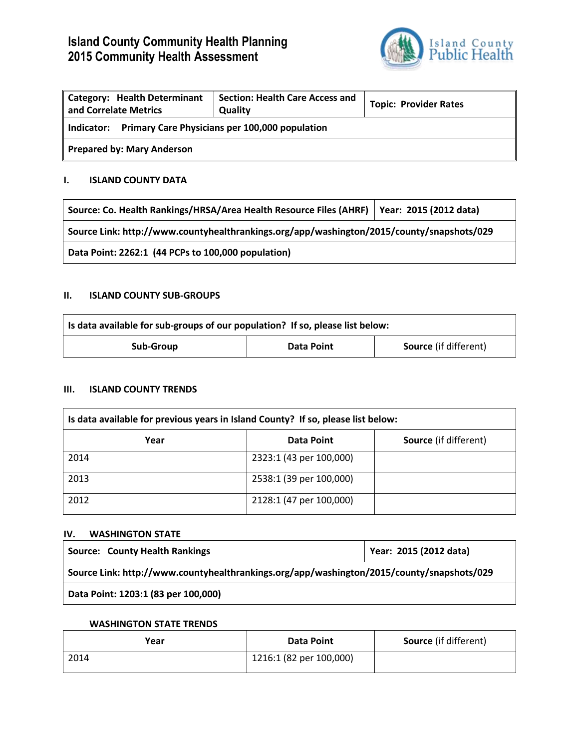# Island County Community Health Planning
# 2015 Community Health Assessment

Island County Public Health

| Category: Health Determinant and Correlate Metrics | Section: Health Care Access and Quality | Topic: Provider Rates |
|---|---|---|
| Indicator: Primary Care Physicians per 100,000 population | | |
| Prepared by: Mary Anderson | | |

## I. ISLAND COUNTY DATA

| Source: Co. Health Rankings/HRSA/Area Health Resource Files (AHRF) | Year: 2015 (2012 data) |
|---|---|
| Source Link: http://www.countyhealthrankings.org/app/washington/2015/county/snapshots/029 | |
| Data Point: 2262:1 (44 PCPs to 100,000 population) | |

## II. ISLAND COUNTY SUB-GROUPS

| Is data available for sub-groups of our population? If so, please list below: | | |
|---|---|---|
| **Sub-Group** | **Data Point** | **Source** (if different) |

## III. ISLAND COUNTY TRENDS

| Is data available for previous years in Island County? If so, please list below: | | |
|---|---|---|
| **Year** | **Data Point** | **Source** (if different) |
| 2014 | 2323:1 (43 per 100,000) | |
| 2013 | 2538:1 (39 per 100,000) | |
| 2012 | 2128:1 (47 per 100,000) | |

## IV. WASHINGTON STATE

| Source: County Health Rankings | Year: 2015 (2012 data) |
|---|---|
| Source Link: http://www.countyhealthrankings.org/app/washington/2015/county/snapshots/029 | |
| Data Point: 1203:1 (83 per 100,000) | |

### WASHINGTON STATE TRENDS

| Year | Data Point | Source (if different) |
|---|---|---|
| 2014 | 1216:1 (82 per 100,000) | |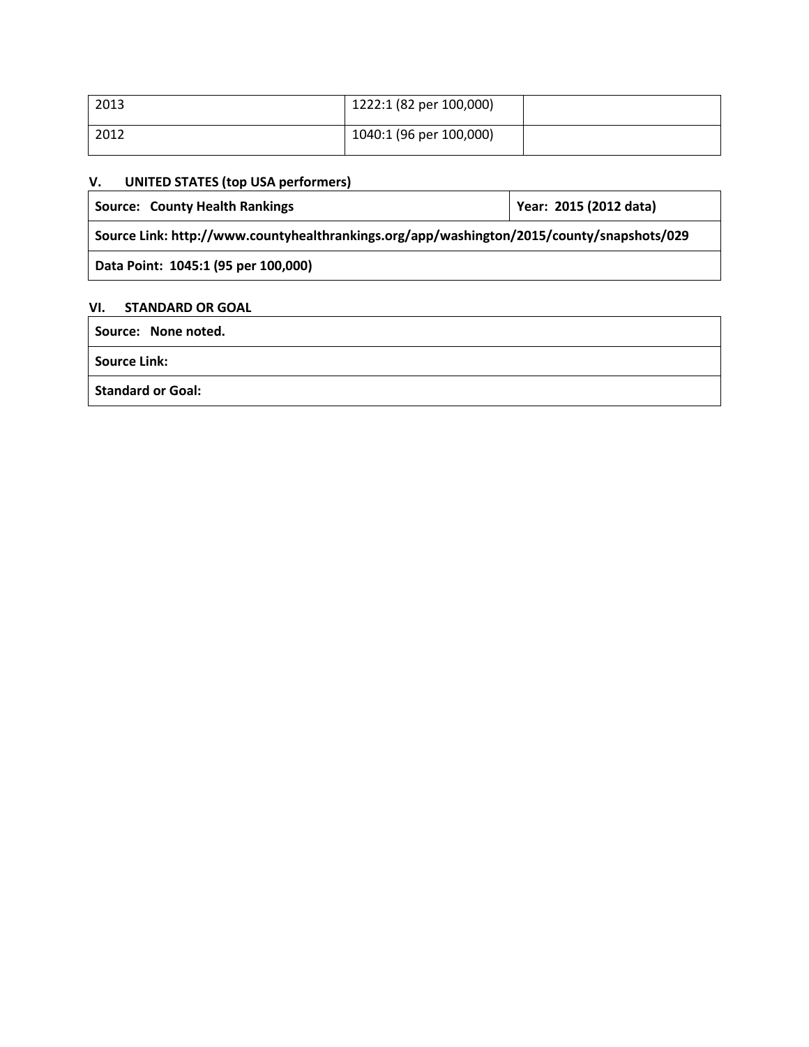| | | |
|---|---|---|
| 2013 | 1222:1 (82 per 100,000) | |
| 2012 | 1040:1 (96 per 100,000) | |

### V. UNITED STATES (top USA performers)

| | |
|---|---|
| **Source: County Health Rankings** | **Year: 2015 (2012 data)** |
| **Source Link: http://www.countyhealthrankings.org/app/washington/2015/county/snapshots/029** | |
| **Data Point: 1045:1 (95 per 100,000)** | |

### VI. STANDARD OR GOAL

| |
|---|
| **Source: None noted.** |
| **Source Link:** |
| **Standard or Goal:** |